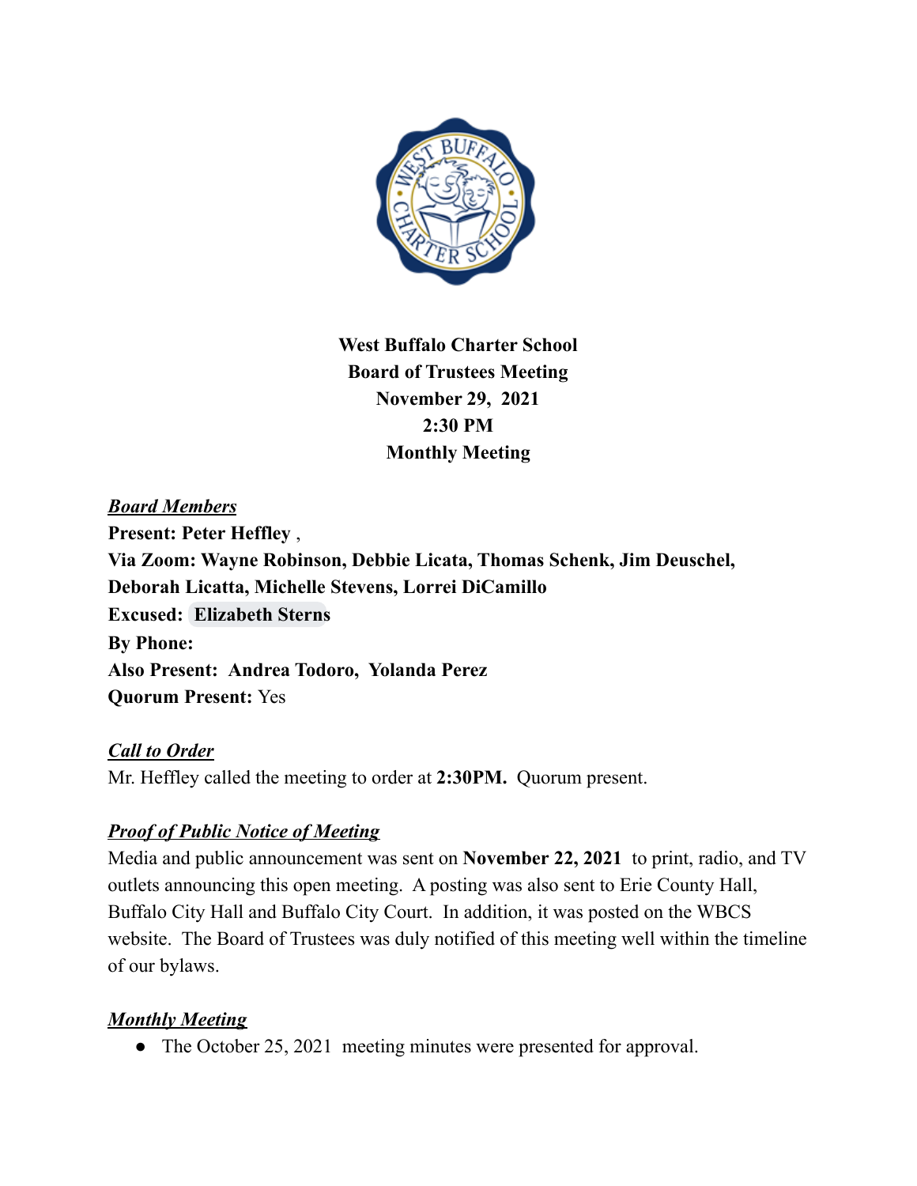**West Buffalo Charter School**
**Board of Trustees Meeting**
**November 29, 2021**
**2:30 PM**
**Monthly Meeting**

***Board Members***

**Present: Peter Heffley ,**
**Via Zoom: Wayne Robinson, Debbie Licata, Thomas Schenk, Jim Deuschel, Deborah Licatta, Michelle Stevens, Lorrei DiCamillo**
**Excused: Elizabeth Sterns**
**By Phone:**
**Also Present: Andrea Todoro, Yolanda Perez**
**Quorum Present:** Yes

***Call to Order***

Mr. Heffley called the meeting to order at **2:30PM.** Quorum present.

***Proof of Public Notice of Meeting***

Media and public announcement was sent on **November 22, 2021** to print, radio, and TV outlets announcing this open meeting. A posting was also sent to Erie County Hall, Buffalo City Hall and Buffalo City Court. In addition, it was posted on the WBCS website. The Board of Trustees was duly notified of this meeting well within the timeline of our bylaws.

***Monthly Meeting***

- The October 25, 2021 meeting minutes were presented for approval.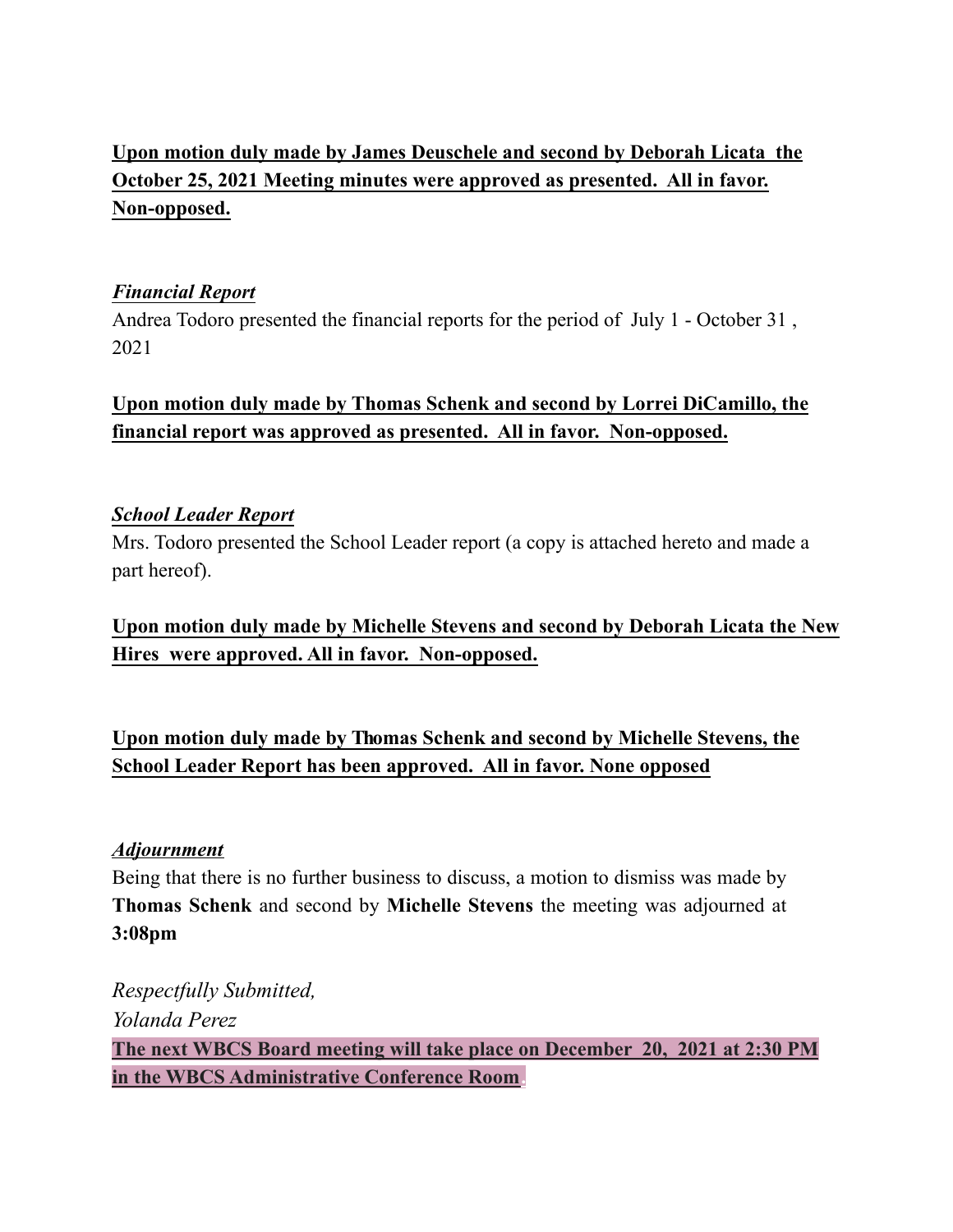**Upon motion duly made by James Deuschele and second by Deborah Licata the October 25, 2021 Meeting minutes were approved as presented. All in favor. Non-opposed.**

***Financial Report***

Andrea Todoro presented the financial reports for the period of July 1 - October 31 , 2021

**Upon motion duly made by Thomas Schenk and second by Lorrei DiCamillo, the financial report was approved as presented. All in favor. Non-opposed.**

***School Leader Report***

Mrs. Todoro presented the School Leader report (a copy is attached hereto and made a part hereof).

**Upon motion duly made by Michelle Stevens and second by Deborah Licata the New Hires were approved. All in favor. Non-opposed.**

**Upon motion duly made by Thomas Schenk and second by Michelle Stevens, the School Leader Report has been approved. All in favor. None opposed**

***Adjournment***

Being that there is no further business to discuss, a motion to dismiss was made by **Thomas Schenk** and second by **Michelle Stevens** the meeting was adjourned at **3:08pm**

*Respectfully Submitted,*
*Yolanda Perez*

**The next WBCS Board meeting will take place on December 20, 2021 at 2:30 PM in the WBCS Administrative Conference Room.**